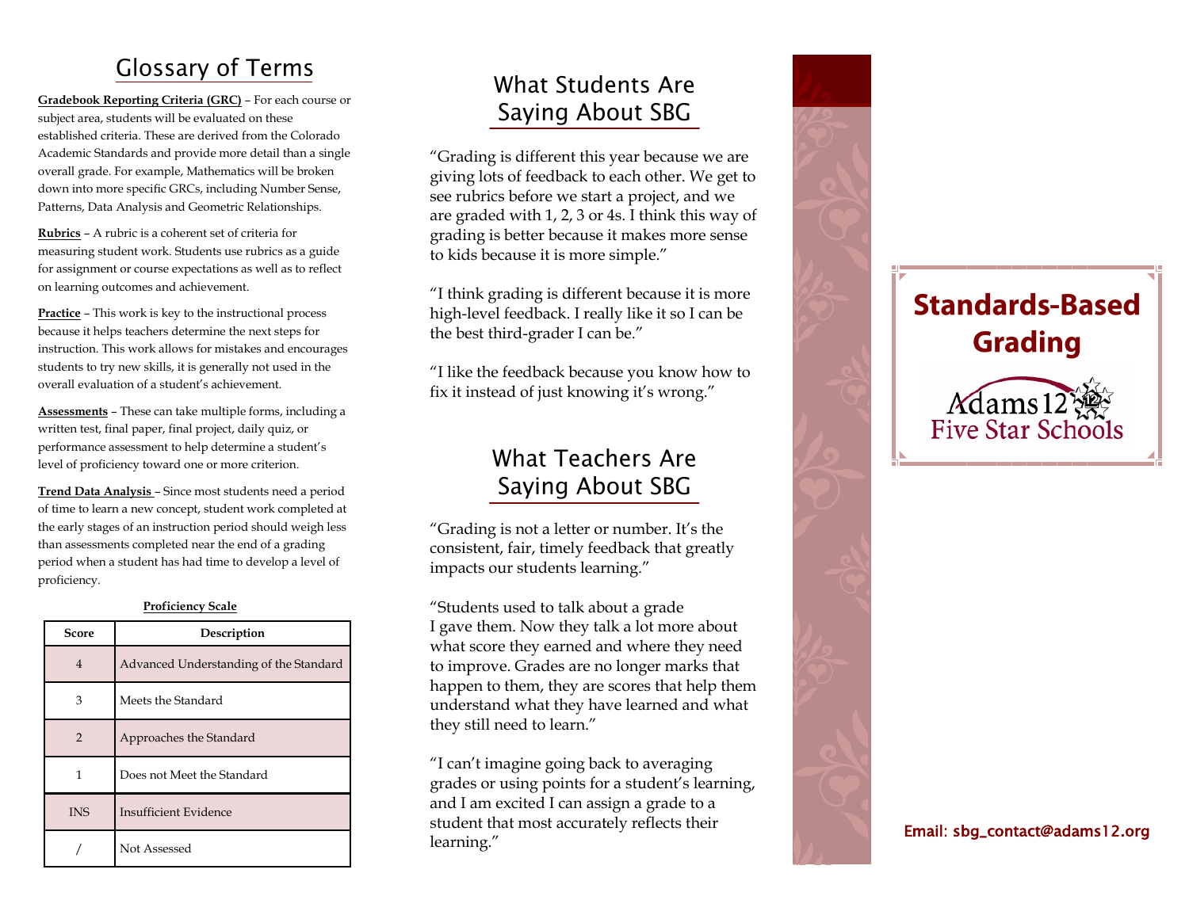## Glossary of Terms

**Gradebook Reporting Criteria (GRC)** – For each course or subject area, students will be evaluated on these established criteria. These are derived from the Colorado Academic Standards and provide more detail than a single overall grade. For example, Mathematics will be broken down into more specific GRCs, including Number Sense, Patterns, Data Analysis and Geometric Relationships.

**Rubrics** – A rubric is a coherent set of criteria for measuring student work. Students use rubrics as a guide for assignment or course expectations as well as to reflect on learning outcomes and achievement.

**Practice** – This work is key to the instructional process because it helps teachers determine the next steps for instruction. This work allows for mistakes and encourages students to try new skills, it is generally not used in the overall evaluation of a student's achievement.

**Assessments** – These can take multiple forms, including a written test, final paper, final project, daily quiz, or performance assessment to help determine a student's level of proficiency toward one or more criterion.

**Trend Data Analysis** – Since most students need a period of time to learn a new concept, student work completed at the early stages of an instruction period should weigh less than assessments completed near the end of a grading period when a student has had time to develop a level of proficiency.

**Proficiency Scale**

| Score | Description |
|---|---|
| 4 | Advanced Understanding of the Standard |
| 3 | Meets the Standard |
| 2 | Approaches the Standard |
| 1 | Does not Meet the Standard |
| INS | Insufficient Evidence |
| / | Not Assessed |

## What Students Are Saying About SBG

"Grading is different this year because we are giving lots of feedback to each other. We get to see rubrics before we start a project, and we are graded with 1, 2, 3 or 4s. I think this way of grading is better because it makes more sense to kids because it is more simple."

"I think grading is different because it is more high-level feedback. I really like it so I can be the best third-grader I can be."

"I like the feedback because you know how to fix it instead of just knowing it's wrong."

## What Teachers Are Saying About SBG

"Grading is not a letter or number. It's the consistent, fair, timely feedback that greatly impacts our students learning."

"Students used to talk about a grade I gave them. Now they talk a lot more about what score they earned and where they need to improve. Grades are no longer marks that happen to them, they are scores that help them understand what they have learned and what they still need to learn."

"I can't imagine going back to averaging grades or using points for a student's learning, and I am excited I can assign a grade to a student that most accurately reflects their learning."

# Standards-Based Grading

Adams12 Five Star Schools

Email: sbg_contact@adams12.org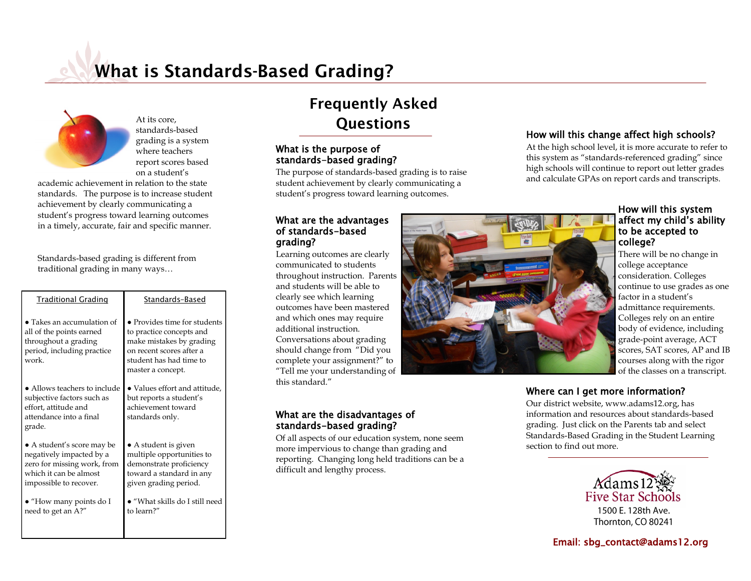# What is Standards-Based Grading?

At its core, standards-based grading is a system where teachers report scores based on a student's academic achievement in relation to the state standards. The purpose is to increase student achievement by clearly communicating a student's progress toward learning outcomes in a timely, accurate, fair and specific manner.

Standards-based grading is different from traditional grading in many ways…

| Traditional Grading | Standards-Based |
|---|---|
| • Takes an accumulation of all of the points earned throughout a grading period, including practice work. | • Provides time for students to practice concepts and make mistakes by grading on recent scores after a student has had time to master a concept. |
| • Allows teachers to include subjective factors such as effort, attitude and attendance into a final grade. | • Values effort and attitude, but reports a student's achievement toward standards only. |
| • A student's score may be negatively impacted by a zero for missing work, from which it can be almost impossible to recover. | • A student is given multiple opportunities to demonstrate proficiency toward a standard in any given grading period. |
| • "How many points do I need to get an A?" | • "What skills do I still need to learn?" |

## Frequently Asked Questions

### What is the purpose of standards-based grading?

The purpose of standards-based grading is to raise student achievement by clearly communicating a student's progress toward learning outcomes.

### What are the advantages of standards-based grading?

Learning outcomes are clearly communicated to students throughout instruction. Parents and students will be able to clearly see which learning outcomes have been mastered and which ones may require additional instruction. Conversations about grading should change from "Did you complete your assignment?" to "Tell me your understanding of this standard."

### What are the disadvantages of standards-based grading?

Of all aspects of our education system, none seem more impervious to change than grading and reporting. Changing long held traditions can be a difficult and lengthy process.

### How will this change affect high schools?

At the high school level, it is more accurate to refer to this system as "standards-referenced grading" since high schools will continue to report out letter grades and calculate GPAs on report cards and transcripts.

### How will this system affect my child's ability to be accepted to college?

There will be no change in college acceptance consideration. Colleges continue to use grades as one factor in a student's admittance requirements. Colleges rely on an entire body of evidence, including grade-point average, ACT scores, SAT scores, AP and IB courses along with the rigor of the classes on a transcript.

### Where can I get more information?

Our district website, www.adams12.org, has information and resources about standards-based grading. Just click on the Parents tab and select Standards-Based Grading in the Student Learning section to find out more.

Adams12 Five Star Schools
1500 E. 128th Ave.
Thornton, CO 80241

Email: sbg_contact@adams12.org